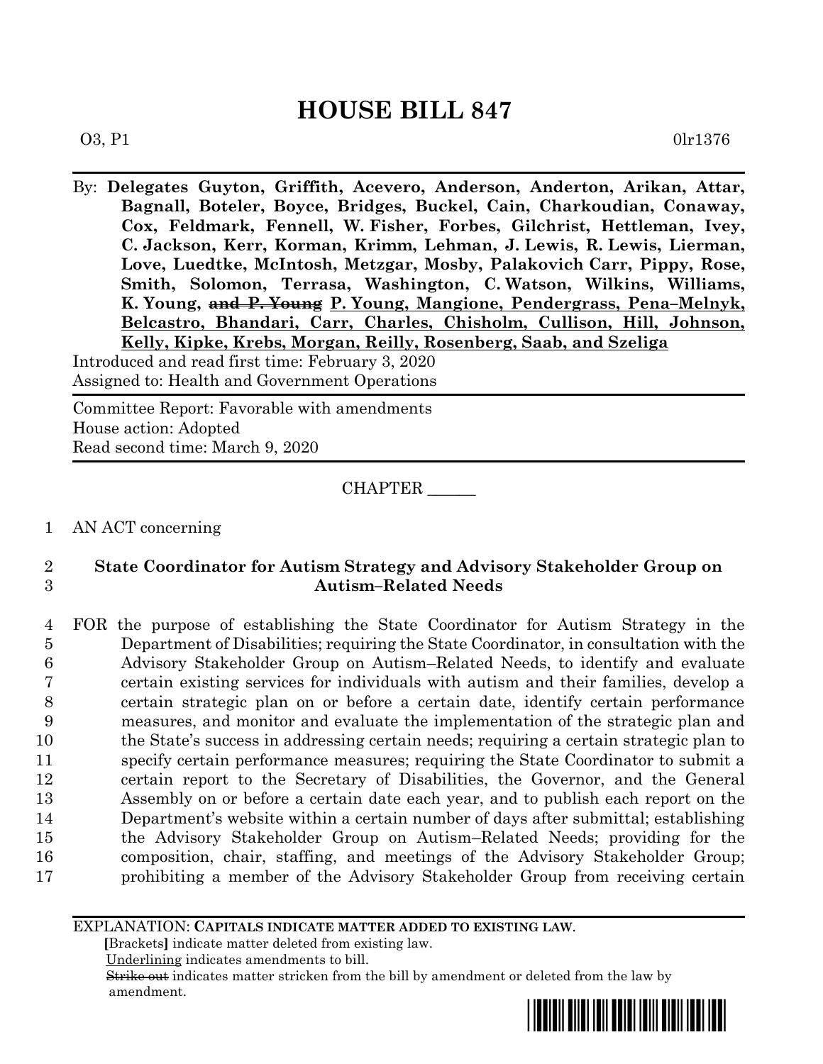# HOUSE BILL 847

O3, P1 0lr1376

By: **Delegates Guyton, Griffith, Acevero, Anderson, Anderton, Arikan, Attar, Bagnall, Boteler, Boyce, Bridges, Buckel, Cain, Charkoudian, Conaway, Cox, Feldmark, Fennell, W. Fisher, Forbes, Gilchrist, Hettleman, Ivey, C. Jackson, Kerr, Korman, Krimm, Lehman, J. Lewis, R. Lewis, Lierman, Love, Luedtke, McIntosh, Metzgar, Mosby, Palakovich Carr, Pippy, Rose, Smith, Solomon, Terrasa, Washington, C. Watson, Wilkins, Williams, K. Young, ~~and P. Young~~ P. Young, Mangione, Pendergrass, Pena–Melnyk, Belcastro, Bhandari, Carr, Charles, Chisholm, Cullison, Hill, Johnson, Kelly, Kipke, Krebs, Morgan, Reilly, Rosenberg, Saab, and Szeliga**

Introduced and read first time: February 3, 2020
Assigned to: Health and Government Operations

Committee Report: Favorable with amendments
House action: Adopted
Read second time: March 9, 2020

CHAPTER ______

1 AN ACT concerning

2 **State Coordinator for Autism Strategy and Advisory Stakeholder Group on**
3 **Autism–Related Needs**

4 FOR the purpose of establishing the State Coordinator for Autism Strategy in the
5 Department of Disabilities; requiring the State Coordinator, in consultation with the
6 Advisory Stakeholder Group on Autism–Related Needs, to identify and evaluate
7 certain existing services for individuals with autism and their families, develop a
8 certain strategic plan on or before a certain date, identify certain performance
9 measures, and monitor and evaluate the implementation of the strategic plan and
10 the State's success in addressing certain needs; requiring a certain strategic plan to
11 specify certain performance measures; requiring the State Coordinator to submit a
12 certain report to the Secretary of Disabilities, the Governor, and the General
13 Assembly on or before a certain date each year, and to publish each report on the
14 Department's website within a certain number of days after submittal; establishing
15 the Advisory Stakeholder Group on Autism–Related Needs; providing for the
16 composition, chair, staffing, and meetings of the Advisory Stakeholder Group;
17 prohibiting a member of the Advisory Stakeholder Group from receiving certain

EXPLANATION: **CAPITALS INDICATE MATTER ADDED TO EXISTING LAW.**
**[**Brackets**]** indicate matter deleted from existing law.
Underlining indicates amendments to bill.
~~Strike out~~ indicates matter stricken from the bill by amendment or deleted from the law by amendment.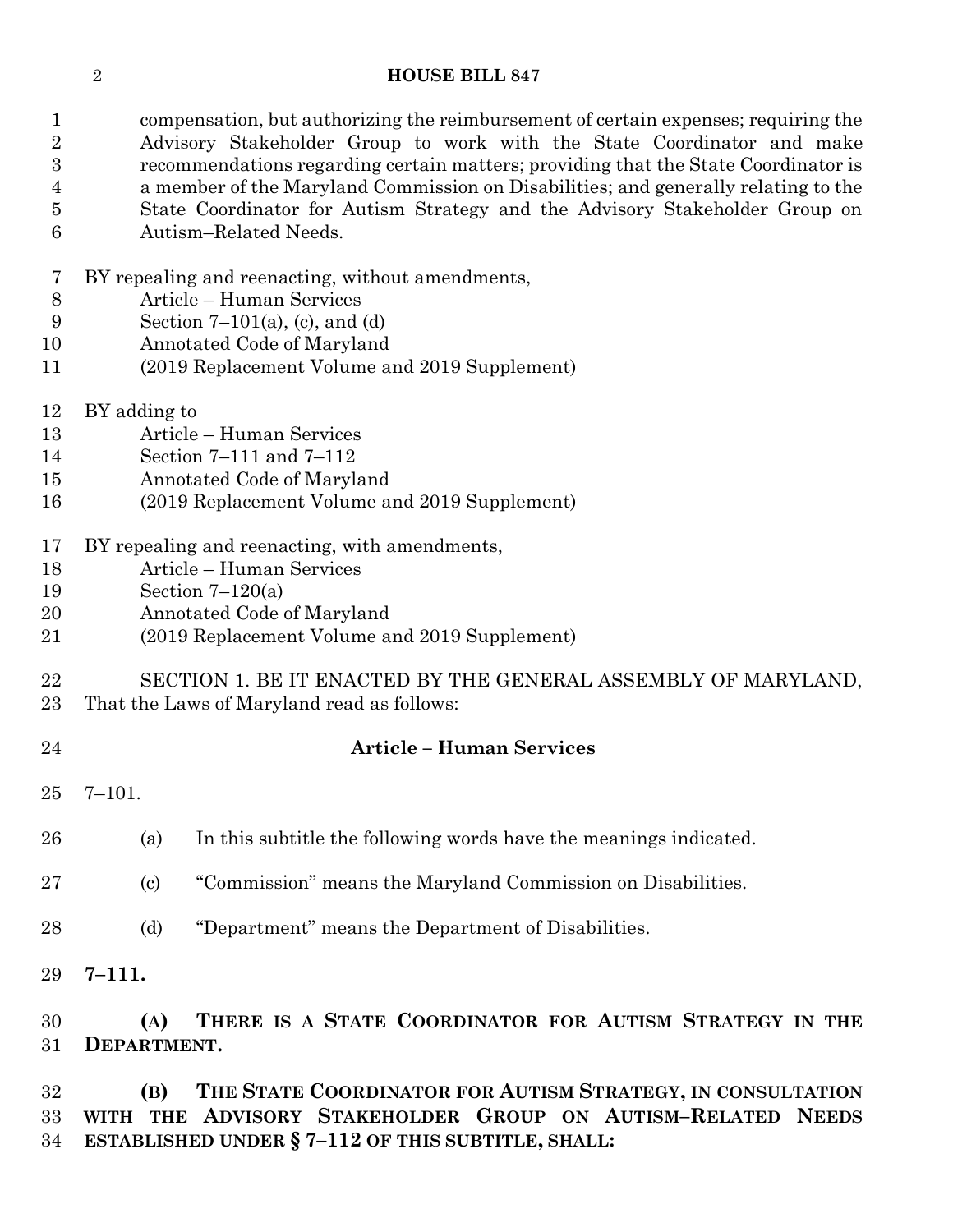compensation, but authorizing the reimbursement of certain expenses; requiring the Advisory Stakeholder Group to work with the State Coordinator and make recommendations regarding certain matters; providing that the State Coordinator is a member of the Maryland Commission on Disabilities; and generally relating to the State Coordinator for Autism Strategy and the Advisory Stakeholder Group on Autism–Related Needs.

BY repealing and reenacting, without amendments,
Article – Human Services
Section 7–101(a), (c), and (d)
Annotated Code of Maryland
(2019 Replacement Volume and 2019 Supplement)

BY adding to
Article – Human Services
Section 7–111 and 7–112
Annotated Code of Maryland
(2019 Replacement Volume and 2019 Supplement)

BY repealing and reenacting, with amendments,
Article – Human Services
Section 7–120(a)
Annotated Code of Maryland
(2019 Replacement Volume and 2019 Supplement)

SECTION 1. BE IT ENACTED BY THE GENERAL ASSEMBLY OF MARYLAND, That the Laws of Maryland read as follows:

**Article – Human Services**

7–101.

(a) In this subtitle the following words have the meanings indicated.

(c) "Commission" means the Maryland Commission on Disabilities.

(d) "Department" means the Department of Disabilities.

**7–111.**

**(A) THERE IS A STATE COORDINATOR FOR AUTISM STRATEGY IN THE DEPARTMENT.**

**(B) THE STATE COORDINATOR FOR AUTISM STRATEGY, IN CONSULTATION WITH THE ADVISORY STAKEHOLDER GROUP ON AUTISM–RELATED NEEDS ESTABLISHED UNDER § 7–112 OF THIS SUBTITLE, SHALL:**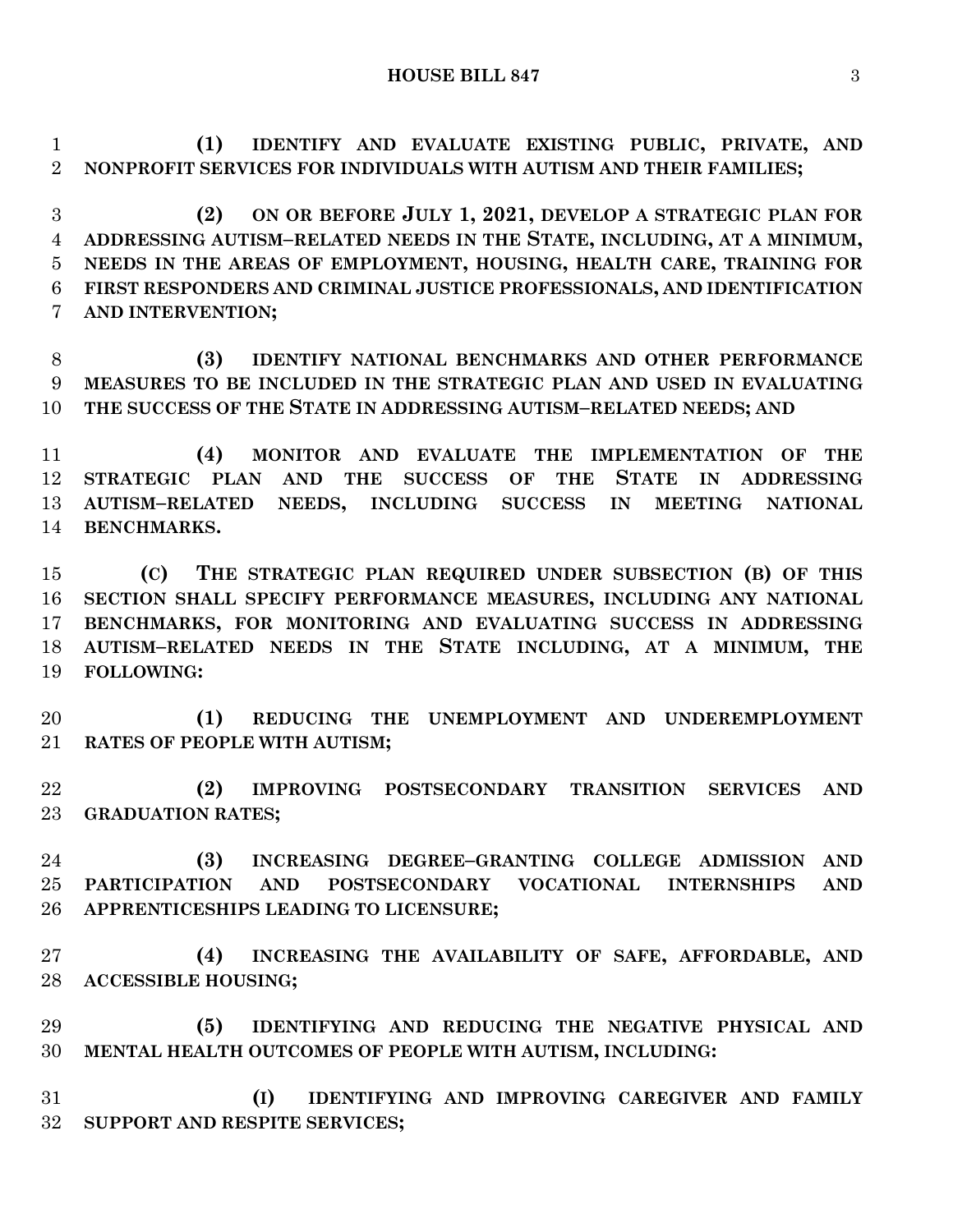**(1) IDENTIFY AND EVALUATE EXISTING PUBLIC, PRIVATE, AND NONPROFIT SERVICES FOR INDIVIDUALS WITH AUTISM AND THEIR FAMILIES;**

**(2) ON OR BEFORE JULY 1, 2021, DEVELOP A STRATEGIC PLAN FOR ADDRESSING AUTISM–RELATED NEEDS IN THE STATE, INCLUDING, AT A MINIMUM, NEEDS IN THE AREAS OF EMPLOYMENT, HOUSING, HEALTH CARE, TRAINING FOR FIRST RESPONDERS AND CRIMINAL JUSTICE PROFESSIONALS, AND IDENTIFICATION AND INTERVENTION;**

**(3) IDENTIFY NATIONAL BENCHMARKS AND OTHER PERFORMANCE MEASURES TO BE INCLUDED IN THE STRATEGIC PLAN AND USED IN EVALUATING THE SUCCESS OF THE STATE IN ADDRESSING AUTISM–RELATED NEEDS; AND**

**(4) MONITOR AND EVALUATE THE IMPLEMENTATION OF THE STRATEGIC PLAN AND THE SUCCESS OF THE STATE IN ADDRESSING AUTISM–RELATED NEEDS, INCLUDING SUCCESS IN MEETING NATIONAL BENCHMARKS.**

**(C) THE STRATEGIC PLAN REQUIRED UNDER SUBSECTION (B) OF THIS SECTION SHALL SPECIFY PERFORMANCE MEASURES, INCLUDING ANY NATIONAL BENCHMARKS, FOR MONITORING AND EVALUATING SUCCESS IN ADDRESSING AUTISM–RELATED NEEDS IN THE STATE INCLUDING, AT A MINIMUM, THE FOLLOWING:**

**(1) REDUCING THE UNEMPLOYMENT AND UNDEREMPLOYMENT RATES OF PEOPLE WITH AUTISM;**

**(2) IMPROVING POSTSECONDARY TRANSITION SERVICES AND GRADUATION RATES;**

**(3) INCREASING DEGREE–GRANTING COLLEGE ADMISSION AND PARTICIPATION AND POSTSECONDARY VOCATIONAL INTERNSHIPS AND APPRENTICESHIPS LEADING TO LICENSURE;**

**(4) INCREASING THE AVAILABILITY OF SAFE, AFFORDABLE, AND ACCESSIBLE HOUSING;**

**(5) IDENTIFYING AND REDUCING THE NEGATIVE PHYSICAL AND MENTAL HEALTH OUTCOMES OF PEOPLE WITH AUTISM, INCLUDING:**

**(I) IDENTIFYING AND IMPROVING CAREGIVER AND FAMILY SUPPORT AND RESPITE SERVICES;**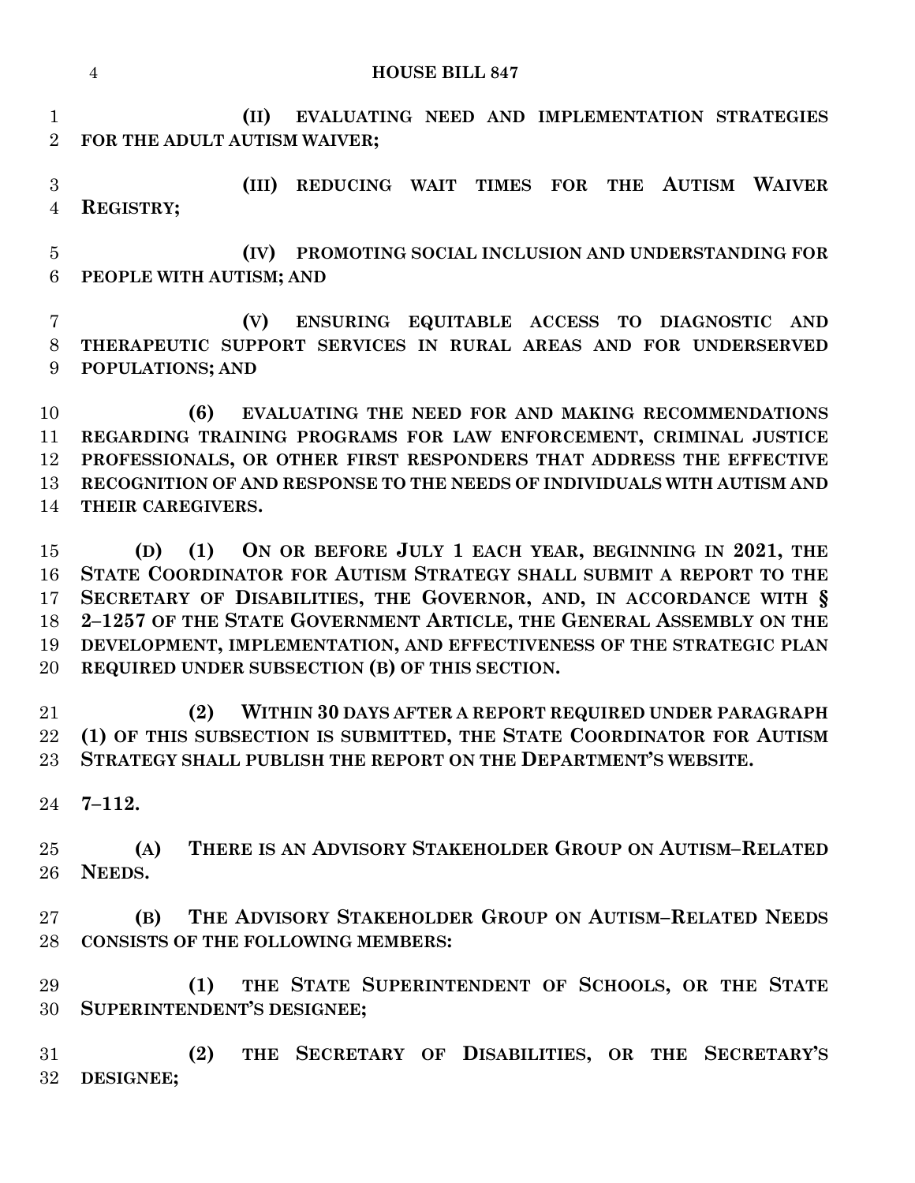**(II) EVALUATING NEED AND IMPLEMENTATION STRATEGIES FOR THE ADULT AUTISM WAIVER;**

**(III) REDUCING WAIT TIMES FOR THE AUTISM WAIVER REGISTRY;**

**(IV) PROMOTING SOCIAL INCLUSION AND UNDERSTANDING FOR PEOPLE WITH AUTISM; AND**

**(V) ENSURING EQUITABLE ACCESS TO DIAGNOSTIC AND THERAPEUTIC SUPPORT SERVICES IN RURAL AREAS AND FOR UNDERSERVED POPULATIONS; AND**

**(6) EVALUATING THE NEED FOR AND MAKING RECOMMENDATIONS REGARDING TRAINING PROGRAMS FOR LAW ENFORCEMENT, CRIMINAL JUSTICE PROFESSIONALS, OR OTHER FIRST RESPONDERS THAT ADDRESS THE EFFECTIVE RECOGNITION OF AND RESPONSE TO THE NEEDS OF INDIVIDUALS WITH AUTISM AND THEIR CAREGIVERS.**

**(D) (1) ON OR BEFORE JULY 1 EACH YEAR, BEGINNING IN 2021, THE STATE COORDINATOR FOR AUTISM STRATEGY SHALL SUBMIT A REPORT TO THE SECRETARY OF DISABILITIES, THE GOVERNOR, AND, IN ACCORDANCE WITH § 2–1257 OF THE STATE GOVERNMENT ARTICLE, THE GENERAL ASSEMBLY ON THE DEVELOPMENT, IMPLEMENTATION, AND EFFECTIVENESS OF THE STRATEGIC PLAN REQUIRED UNDER SUBSECTION (B) OF THIS SECTION.**

**(2) WITHIN 30 DAYS AFTER A REPORT REQUIRED UNDER PARAGRAPH (1) OF THIS SUBSECTION IS SUBMITTED, THE STATE COORDINATOR FOR AUTISM STRATEGY SHALL PUBLISH THE REPORT ON THE DEPARTMENT'S WEBSITE.**

**7–112.**

**(A) THERE IS AN ADVISORY STAKEHOLDER GROUP ON AUTISM–RELATED NEEDS.**

**(B) THE ADVISORY STAKEHOLDER GROUP ON AUTISM–RELATED NEEDS CONSISTS OF THE FOLLOWING MEMBERS:**

**(1) THE STATE SUPERINTENDENT OF SCHOOLS, OR THE STATE SUPERINTENDENT'S DESIGNEE;**

**(2) THE SECRETARY OF DISABILITIES, OR THE SECRETARY'S DESIGNEE;**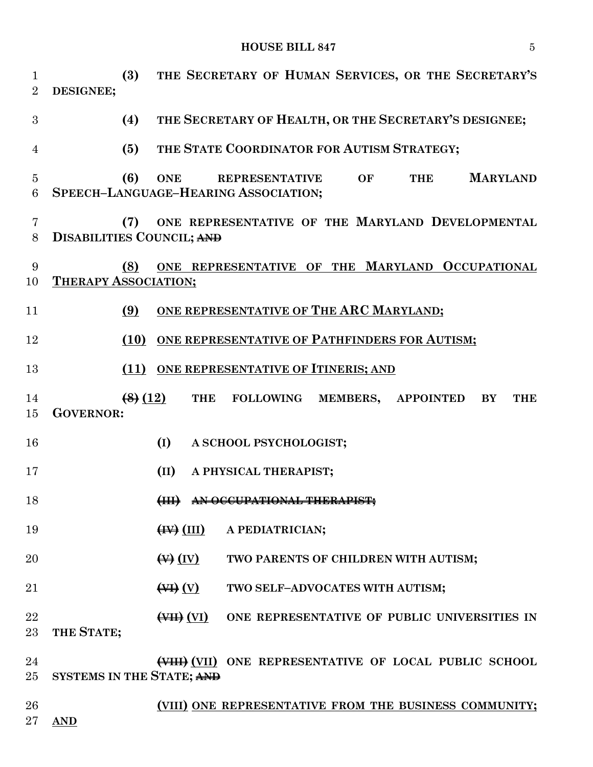(3) **THE SECRETARY OF HUMAN SERVICES, OR THE SECRETARY'S DESIGNEE;**

(4) **THE SECRETARY OF HEALTH, OR THE SECRETARY'S DESIGNEE;**

(5) **THE STATE COORDINATOR FOR AUTISM STRATEGY;**

(6) **ONE REPRESENTATIVE OF THE MARYLAND SPEECH–LANGUAGE–HEARING ASSOCIATION;**

(7) **ONE REPRESENTATIVE OF THE MARYLAND DEVELOPMENTAL DISABILITIES COUNCIL;** ~~AND~~

<u>**(8) ONE REPRESENTATIVE OF THE MARYLAND OCCUPATIONAL THERAPY ASSOCIATION;**</u>

<u>**(9) ONE REPRESENTATIVE OF THE ARC MARYLAND;**</u>

<u>**(10) ONE REPRESENTATIVE OF PATHFINDERS FOR AUTISM;**</u>

<u>**(11) ONE REPRESENTATIVE OF ITINERIS; AND**</u>

~~(8)~~ <u>**(12)**</u> **THE FOLLOWING MEMBERS, APPOINTED BY THE GOVERNOR:**

(I) **A SCHOOL PSYCHOLOGIST;**

(II) **A PHYSICAL THERAPIST;**

~~(III) AN OCCUPATIONAL THERAPIST;~~

~~(IV)~~ <u>**(III)**</u> **A PEDIATRICIAN;**

~~(V)~~ <u>**(IV)**</u> **TWO PARENTS OF CHILDREN WITH AUTISM;**

~~(VI)~~ <u>**(V)**</u> **TWO SELF–ADVOCATES WITH AUTISM;**

~~(VII)~~ <u>**(VI)**</u> **ONE REPRESENTATIVE OF PUBLIC UNIVERSITIES IN THE STATE;**

~~(VIII)~~ <u>**(VII)**</u> **ONE REPRESENTATIVE OF LOCAL PUBLIC SCHOOL SYSTEMS IN THE STATE;** ~~AND~~

<u>**(VIII) ONE REPRESENTATIVE FROM THE BUSINESS COMMUNITY; AND**</u>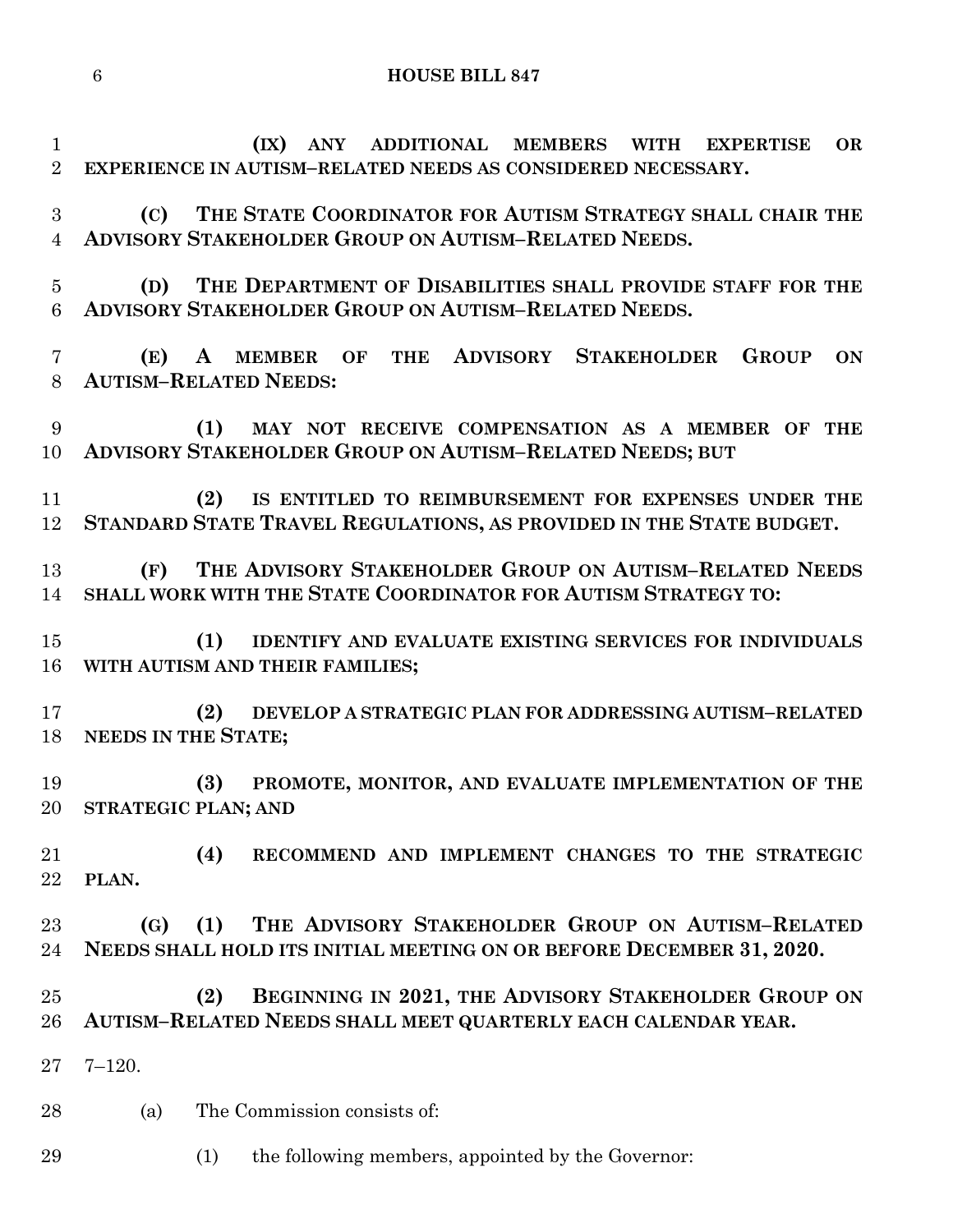**(IX) ANY ADDITIONAL MEMBERS WITH EXPERTISE OR EXPERIENCE IN AUTISM–RELATED NEEDS AS CONSIDERED NECESSARY.**

**(C) THE STATE COORDINATOR FOR AUTISM STRATEGY SHALL CHAIR THE ADVISORY STAKEHOLDER GROUP ON AUTISM–RELATED NEEDS.**

**(D) THE DEPARTMENT OF DISABILITIES SHALL PROVIDE STAFF FOR THE ADVISORY STAKEHOLDER GROUP ON AUTISM–RELATED NEEDS.**

**(E) A MEMBER OF THE ADVISORY STAKEHOLDER GROUP ON AUTISM–RELATED NEEDS:**

**(1) MAY NOT RECEIVE COMPENSATION AS A MEMBER OF THE ADVISORY STAKEHOLDER GROUP ON AUTISM–RELATED NEEDS; BUT**

**(2) IS ENTITLED TO REIMBURSEMENT FOR EXPENSES UNDER THE STANDARD STATE TRAVEL REGULATIONS, AS PROVIDED IN THE STATE BUDGET.**

**(F) THE ADVISORY STAKEHOLDER GROUP ON AUTISM–RELATED NEEDS SHALL WORK WITH THE STATE COORDINATOR FOR AUTISM STRATEGY TO:**

**(1) IDENTIFY AND EVALUATE EXISTING SERVICES FOR INDIVIDUALS WITH AUTISM AND THEIR FAMILIES;**

**(2) DEVELOP A STRATEGIC PLAN FOR ADDRESSING AUTISM–RELATED NEEDS IN THE STATE;**

**(3) PROMOTE, MONITOR, AND EVALUATE IMPLEMENTATION OF THE STRATEGIC PLAN; AND**

**(4) RECOMMEND AND IMPLEMENT CHANGES TO THE STRATEGIC PLAN.**

**(G) (1) THE ADVISORY STAKEHOLDER GROUP ON AUTISM–RELATED NEEDS SHALL HOLD ITS INITIAL MEETING ON OR BEFORE DECEMBER 31, 2020.**

**(2) BEGINNING IN 2021, THE ADVISORY STAKEHOLDER GROUP ON AUTISM–RELATED NEEDS SHALL MEET QUARTERLY EACH CALENDAR YEAR.**

7–120.

(a) The Commission consists of:

(1) the following members, appointed by the Governor: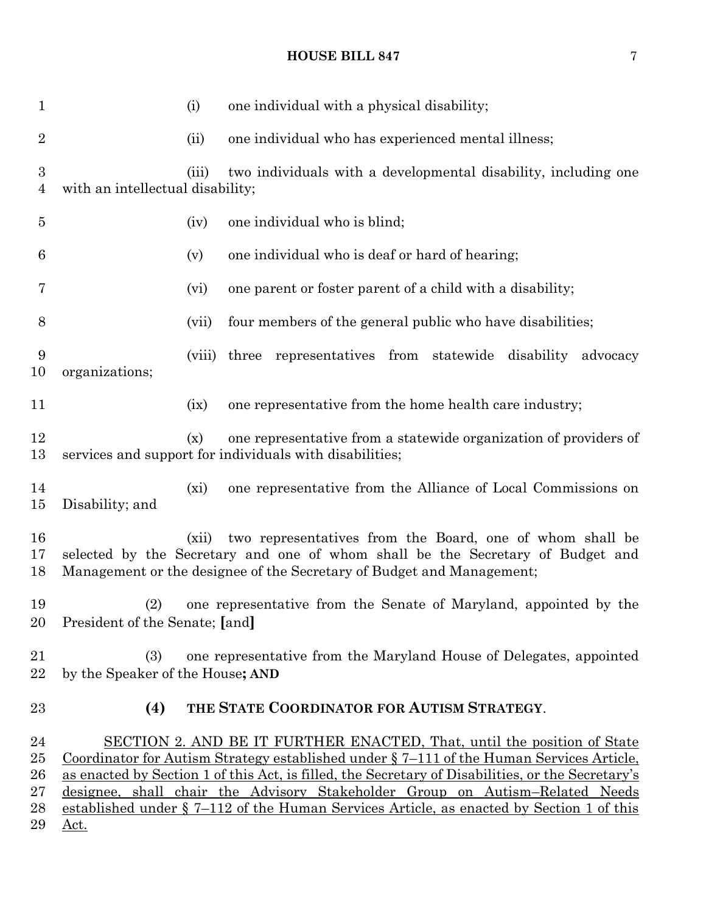(i) one individual with a physical disability;

(ii) one individual who has experienced mental illness;

(iii) two individuals with a developmental disability, including one with an intellectual disability;

(iv) one individual who is blind;

(v) one individual who is deaf or hard of hearing;

(vi) one parent or foster parent of a child with a disability;

(vii) four members of the general public who have disabilities;

(viii) three representatives from statewide disability advocacy organizations;

(ix) one representative from the home health care industry;

(x) one representative from a statewide organization of providers of services and support for individuals with disabilities;

(xi) one representative from the Alliance of Local Commissions on Disability; and

(xii) two representatives from the Board, one of whom shall be selected by the Secretary and one of whom shall be the Secretary of Budget and Management or the designee of the Secretary of Budget and Management;

(2) one representative from the Senate of Maryland, appointed by the President of the Senate; **[**and**]**

(3) one representative from the Maryland House of Delegates, appointed by the Speaker of the House**; AND**

**(4) THE STATE COORDINATOR FOR AUTISM STRATEGY**.

<u>SECTION 2. AND BE IT FURTHER ENACTED, That, until the position of State Coordinator for Autism Strategy established under § 7–111 of the Human Services Article, as enacted by Section 1 of this Act, is filled, the Secretary of Disabilities, or the Secretary's designee, shall chair the Advisory Stakeholder Group on Autism–Related Needs established under § 7–112 of the Human Services Article, as enacted by Section 1 of this Act.</u>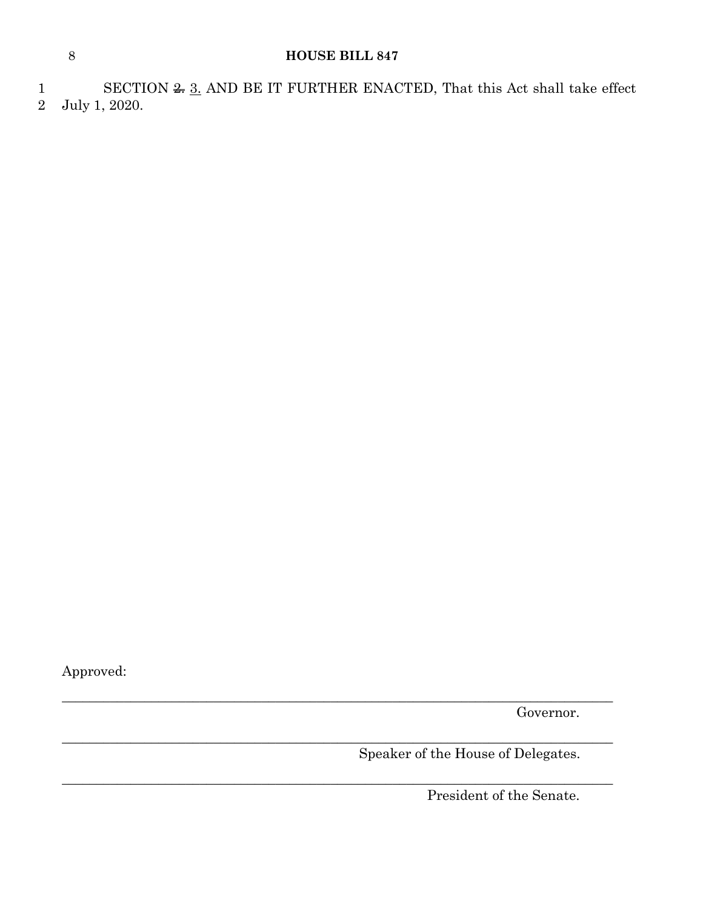SECTION ~~2.~~ 3. AND BE IT FURTHER ENACTED, That this Act shall take effect July 1, 2020.

Approved:

\_\_\_\_\_\_\_\_\_\_\_\_\_\_\_\_\_\_\_\_\_\_\_\_\_\_\_\_\_\_\_\_\_\_\_\_\_\_\_\_\_\_\_\_\_\_\_\_\_\_\_\_\_\_\_\_\_\_\_\_

Governor.

\_\_\_\_\_\_\_\_\_\_\_\_\_\_\_\_\_\_\_\_\_\_\_\_\_\_\_\_\_\_\_\_\_\_\_\_\_\_\_\_\_\_\_\_\_\_\_\_\_\_\_\_\_\_\_\_\_\_\_\_

Speaker of the House of Delegates.

\_\_\_\_\_\_\_\_\_\_\_\_\_\_\_\_\_\_\_\_\_\_\_\_\_\_\_\_\_\_\_\_\_\_\_\_\_\_\_\_\_\_\_\_\_\_\_\_\_\_\_\_\_\_\_\_\_\_\_\_

President of the Senate.